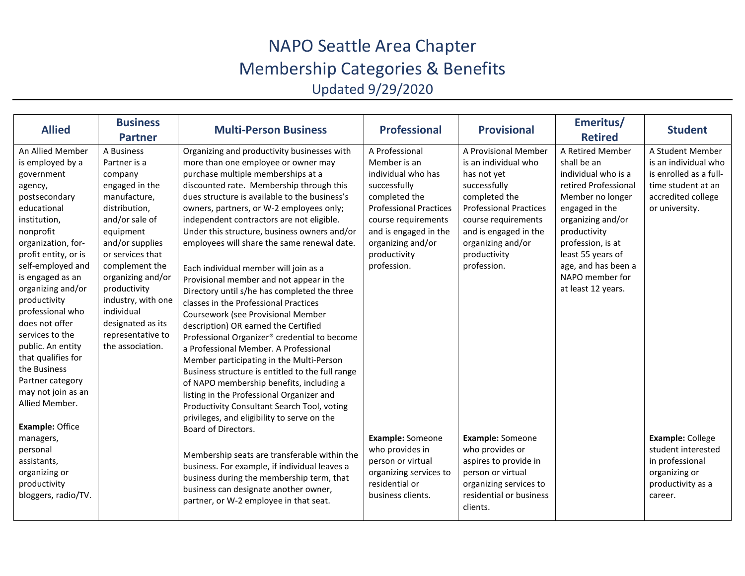# NAPO Seattle Area Chapter
# Membership Categories & Benefits
### Updated 9/29/2020

| Allied | Business Partner | Multi-Person Business | Professional | Provisional | Emeritus/ Retired | Student |
|---|---|---|---|---|---|---|
| An Allied Member is employed by a government agency, postsecondary educational institution, nonprofit organization, for-profit entity, or is self-employed and is engaged as an organizing and/or productivity professional who does not offer services to the public. An entity that qualifies for the Business Partner category may not join as an Allied Member.<br><br>**Example:** Office managers, personal assistants, organizing or productivity bloggers, radio/TV. | A Business Partner is a company engaged in the manufacture, distribution, and/or sale of equipment and/or supplies or services that complement the organizing and/or productivity industry, with one individual designated as its representative to the association. | Organizing and productivity businesses with more than one employee or owner may purchase multiple memberships at a discounted rate. Membership through this dues structure is available to the business's owners, partners, or W-2 employees only; independent contractors are not eligible. Under this structure, business owners and/or employees will share the same renewal date.<br><br>Each individual member will join as a Provisional member and not appear in the Directory until s/he has completed the three classes in the Professional Practices Coursework (see Provisional Member description) OR earned the Certified Professional Organizer® credential to become a Professional Member. A Professional Member participating in the Multi-Person Business structure is entitled to the full range of NAPO membership benefits, including a listing in the Professional Organizer and Productivity Consultant Search Tool, voting privileges, and eligibility to serve on the Board of Directors.<br><br>Membership seats are transferable within the business. For example, if individual leaves a business during the membership term, that business can designate another owner, partner, or W-2 employee in that seat. | A Professional Member is an individual who has successfully completed the Professional Practices course requirements and is engaged in the organizing and/or productivity profession.<br><br>**Example:** Someone who provides in person or virtual organizing services to residential or business clients. | A Provisional Member is an individual who has not yet successfully completed the Professional Practices course requirements and is engaged in the organizing and/or productivity profession.<br><br>**Example:** Someone who provides or aspires to provide in person or virtual organizing services to residential or business clients. | A Retired Member shall be an individual who is a retired Professional Member no longer engaged in the organizing and/or productivity profession, is at least 55 years of age, and has been a NAPO member for at least 12 years. | A Student Member is an individual who is enrolled as a full-time student at an accredited college or university.<br><br>**Example:** College student interested in professional organizing or productivity as a career. |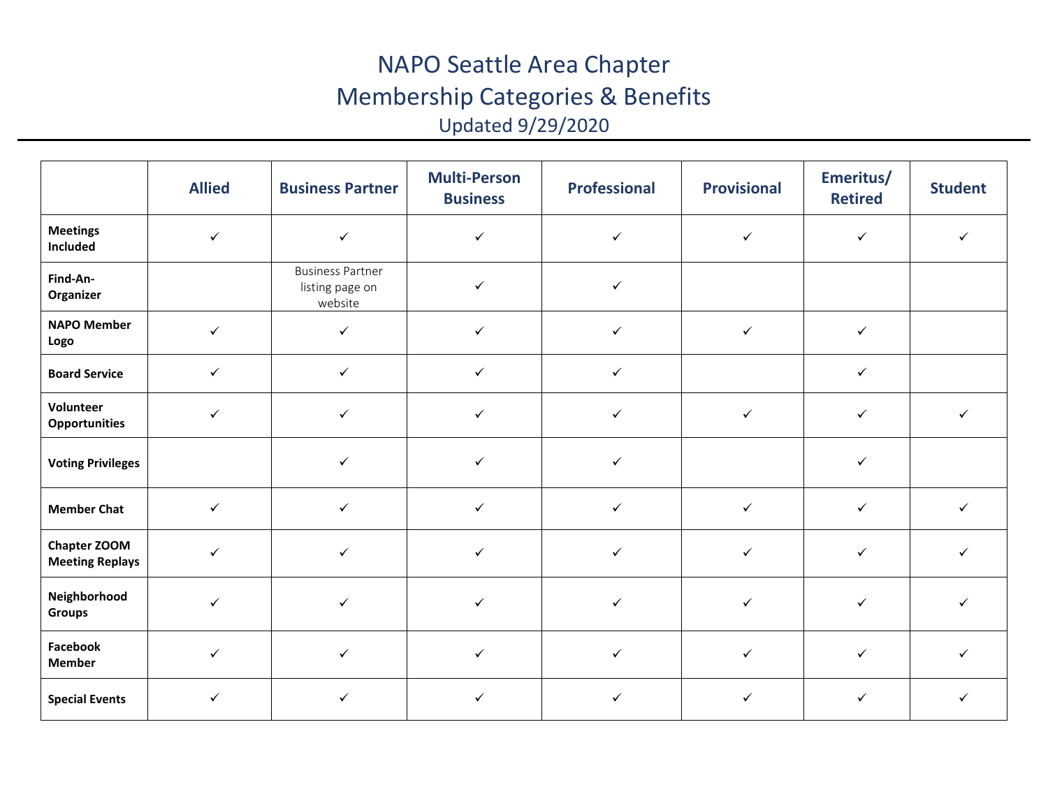# NAPO Seattle Area Chapter
## Membership Categories & Benefits
### Updated 9/29/2020

| | Allied | Business Partner | Multi-Person Business | Professional | Provisional | Emeritus/ Retired | Student |
|---|---|---|---|---|---|---|---|
| **Meetings Included** | ✓ | ✓ | ✓ | ✓ | ✓ | ✓ | ✓ |
| **Find-An-Organizer** | | Business Partner listing page on website | ✓ | ✓ | | | |
| **NAPO Member Logo** | ✓ | ✓ | ✓ | ✓ | ✓ | ✓ | |
| **Board Service** | ✓ | ✓ | ✓ | ✓ | | ✓ | |
| **Volunteer Opportunities** | ✓ | ✓ | ✓ | ✓ | ✓ | ✓ | ✓ |
| **Voting Privileges** | | ✓ | ✓ | ✓ | | ✓ | |
| **Member Chat** | ✓ | ✓ | ✓ | ✓ | ✓ | ✓ | ✓ |
| **Chapter ZOOM Meeting Replays** | ✓ | ✓ | ✓ | ✓ | ✓ | ✓ | ✓ |
| **Neighborhood Groups** | ✓ | ✓ | ✓ | ✓ | ✓ | ✓ | ✓ |
| **Facebook Member** | ✓ | ✓ | ✓ | ✓ | ✓ | ✓ | ✓ |
| **Special Events** | ✓ | ✓ | ✓ | ✓ | ✓ | ✓ | ✓ |